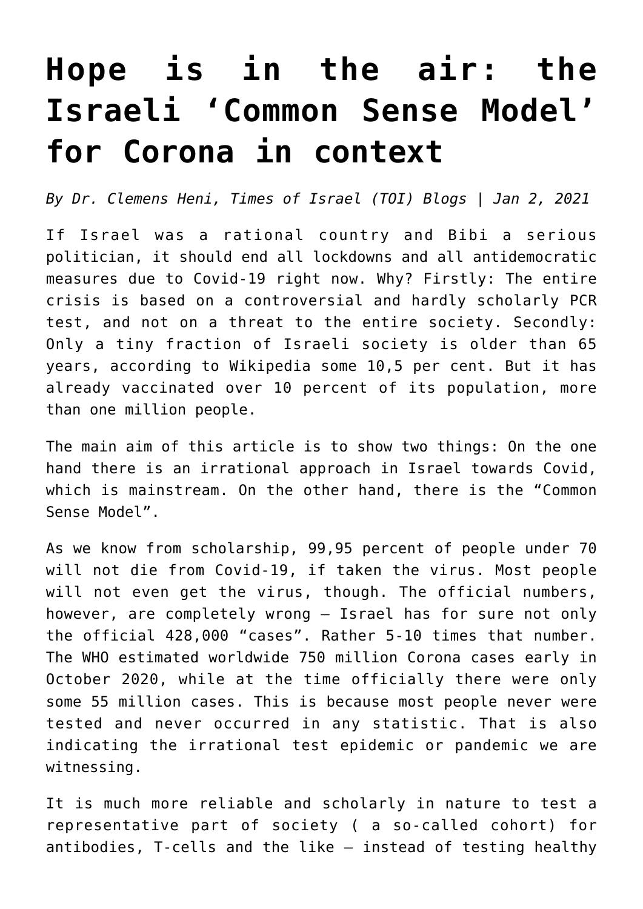# Hope is in the air: the Israeli 'Common Sense Model' for Corona in context

*By Dr. Clemens Heni, Times of Israel (TOI) Blogs | Jan 2, 2021*

If Israel was a rational country and Bibi a serious politician, it should end all lockdowns and all antidemocratic measures due to Covid-19 right now. Why? Firstly: The entire crisis is based on a controversial and hardly scholarly PCR test, and not on a threat to the entire society. Secondly: Only a tiny fraction of Israeli society is older than 65 years, according to Wikipedia some 10,5 per cent. But it has already vaccinated over 10 percent of its population, more than one million people.

The main aim of this article is to show two things: On the one hand there is an irrational approach in Israel towards Covid, which is mainstream. On the other hand, there is the "Common Sense Model".

As we know from scholarship, 99,95 percent of people under 70 will not die from Covid-19, if taken the virus. Most people will not even get the virus, though. The official numbers, however, are completely wrong – Israel has for sure not only the official 428,000 "cases". Rather 5-10 times that number. The WHO estimated worldwide 750 million Corona cases early in October 2020, while at the time officially there were only some 55 million cases. This is because most people never were tested and never occurred in any statistic. That is also indicating the irrational test epidemic or pandemic we are witnessing.

It is much more reliable and scholarly in nature to test a representative part of society ( a so-called cohort) for antibodies, T-cells and the like – instead of testing healthy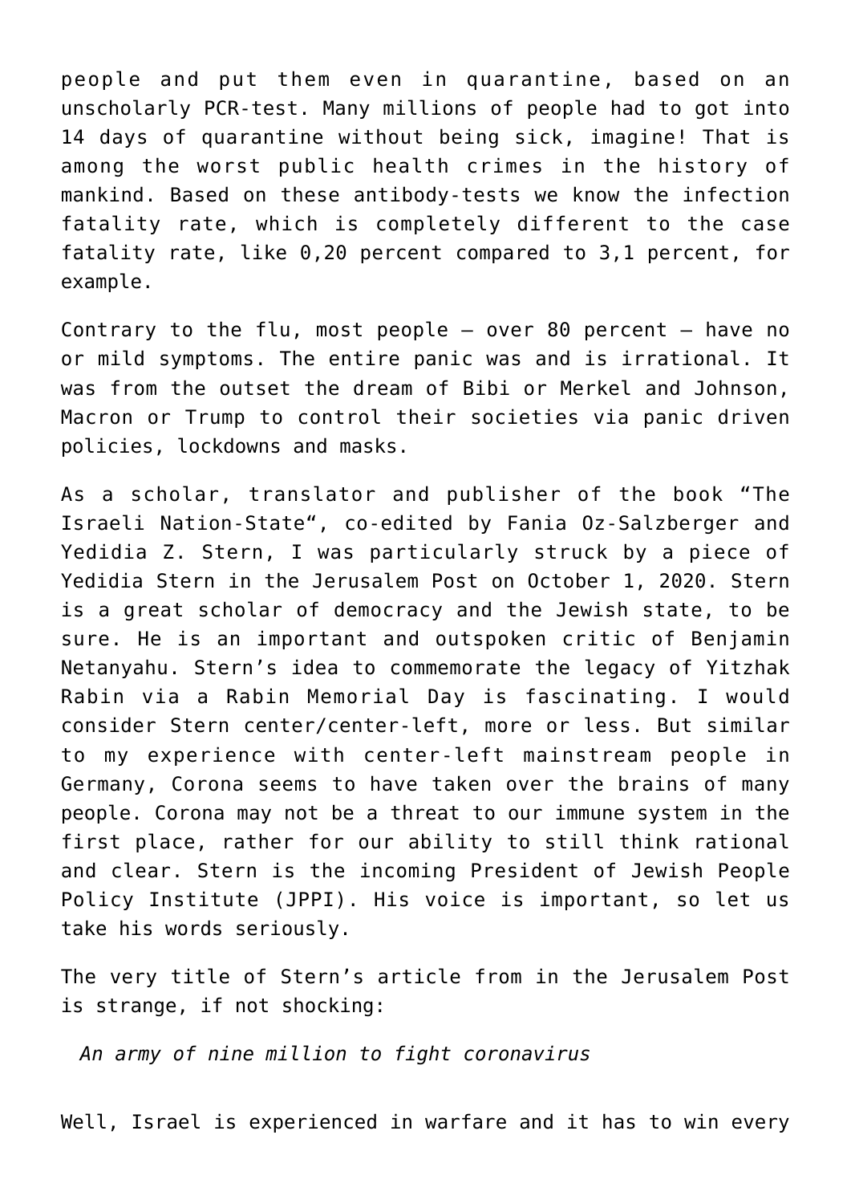people and put them even in quarantine, based on an unscholarly PCR-test. Many millions of people had to got into 14 days of quarantine without being sick, imagine! That is among the worst public health crimes in the history of mankind. Based on these antibody-tests we know the infection fatality rate, which is completely different to the case fatality rate, like 0,20 percent compared to 3,1 percent, for example.

Contrary to the flu, most people – over 80 percent – have no or mild symptoms. The entire panic was and is irrational. It was from the outset the dream of Bibi or Merkel and Johnson, Macron or Trump to control their societies via panic driven policies, lockdowns and masks.

As a scholar, translator and publisher of the book "The Israeli Nation-State", co-edited by Fania Oz-Salzberger and Yedidia Z. Stern, I was particularly struck by a piece of Yedidia Stern in the Jerusalem Post on October 1, 2020. Stern is a great scholar of democracy and the Jewish state, to be sure. He is an important and outspoken critic of Benjamin Netanyahu. Stern's idea to commemorate the legacy of Yitzhak Rabin via a Rabin Memorial Day is fascinating. I would consider Stern center/center-left, more or less. But similar to my experience with center-left mainstream people in Germany, Corona seems to have taken over the brains of many people. Corona may not be a threat to our immune system in the first place, rather for our ability to still think rational and clear. Stern is the incoming President of Jewish People Policy Institute (JPPI). His voice is important, so let us take his words seriously.

The very title of Stern's article from in the Jerusalem Post is strange, if not shocking:

> *An army of nine million to fight coronavirus*

Well, Israel is experienced in warfare and it has to win every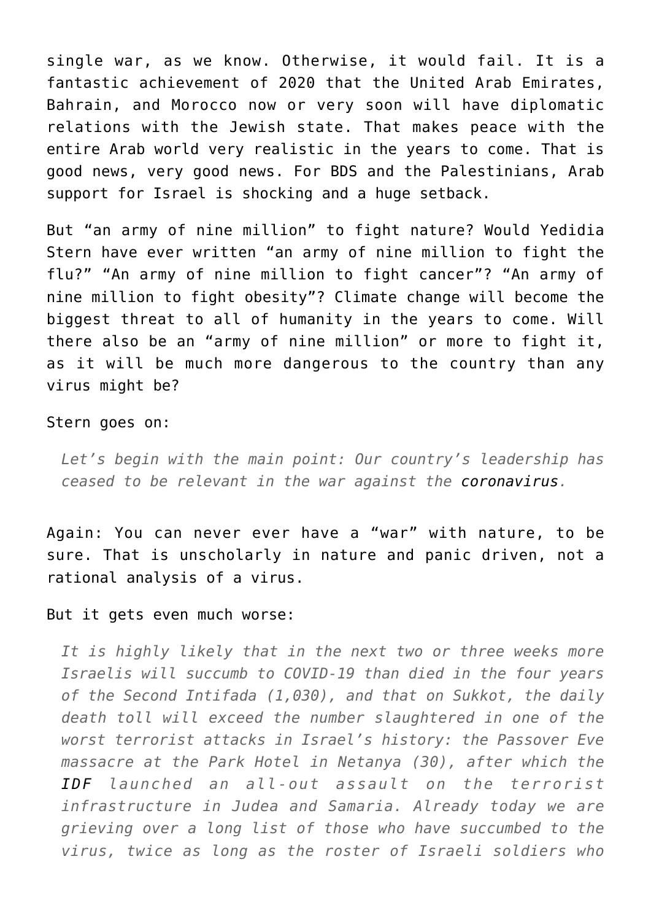single war, as we know. Otherwise, it would fail. It is a fantastic achievement of 2020 that the United Arab Emirates, Bahrain, and Morocco now or very soon will have diplomatic relations with the Jewish state. That makes peace with the entire Arab world very realistic in the years to come. That is good news, very good news. For BDS and the Palestinians, Arab support for Israel is shocking and a huge setback.

But “an army of nine million” to fight nature? Would Yedidia Stern have ever written “an army of nine million to fight the flu?” “An army of nine million to fight cancer”? “An army of nine million to fight obesity”? Climate change will become the biggest threat to all of humanity in the years to come. Will there also be an “army of nine million” or more to fight it, as it will be much more dangerous to the country than any virus might be?

Stern goes on:

> *Let’s begin with the main point: Our country’s leadership has ceased to be relevant in the war against the* coronavirus*.*

Again: You can never ever have a “war” with nature, to be sure. That is unscholarly in nature and panic driven, not a rational analysis of a virus.

But it gets even much worse:

> *It is highly likely that in the next two or three weeks more Israelis will succumb to COVID-19 than died in the four years of the Second Intifada (1,030), and that on Sukkot, the daily death toll will exceed the number slaughtered in one of the worst terrorist attacks in Israel’s history: the Passover Eve massacre at the Park Hotel in Netanya (30), after which the* IDF *launched an all-out assault on the terrorist infrastructure in Judea and Samaria. Already today we are grieving over a long list of those who have succumbed to the virus, twice as long as the roster of Israeli soldiers who*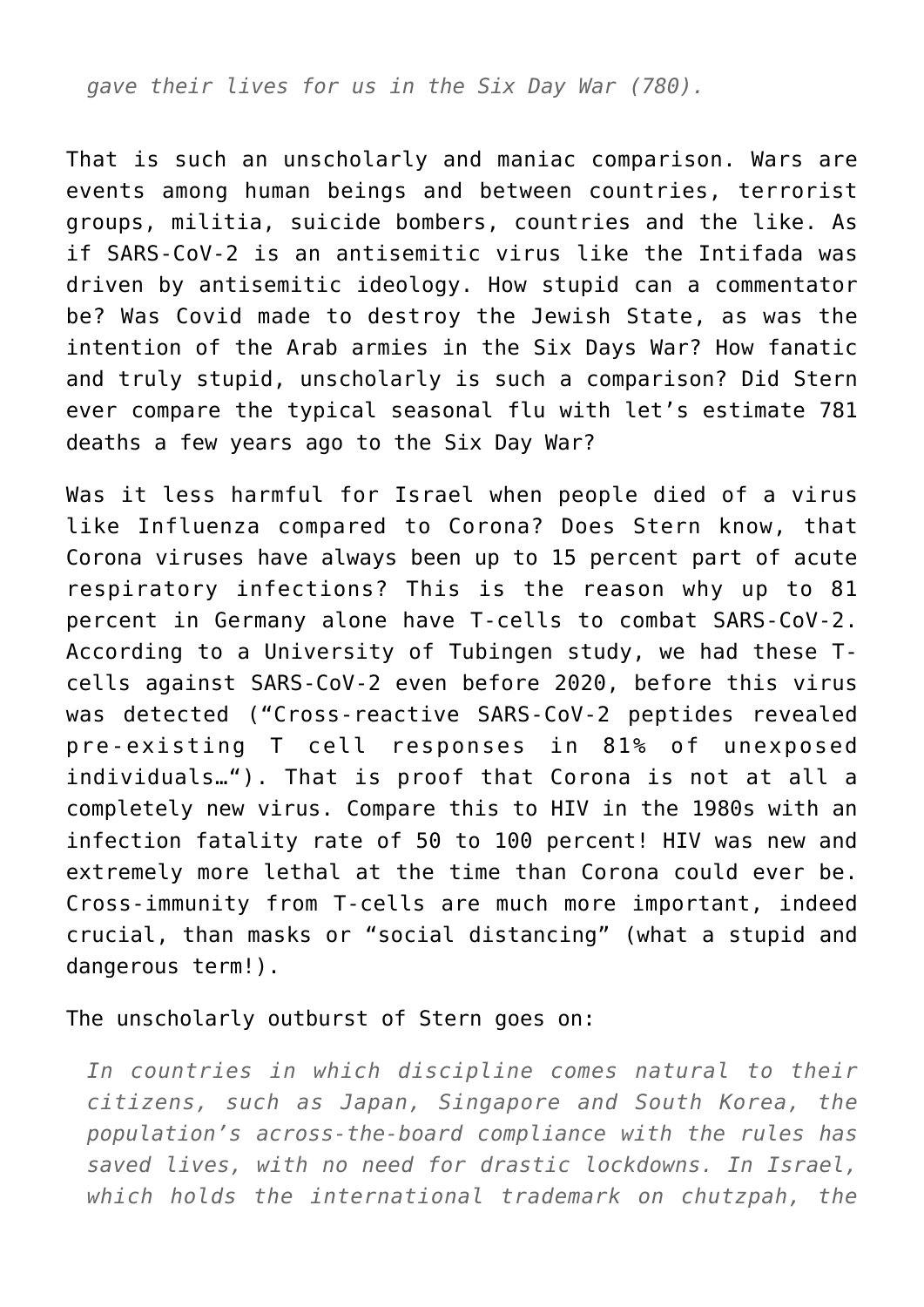> *gave their lives for us in the Six Day War (780).*

That is such an unscholarly and maniac comparison. Wars are events among human beings and between countries, terrorist groups, militia, suicide bombers, countries and the like. As if SARS-CoV-2 is an antisemitic virus like the Intifada was driven by antisemitic ideology. How stupid can a commentator be? Was Covid made to destroy the Jewish State, as was the intention of the Arab armies in the Six Days War? How fanatic and truly stupid, unscholarly is such a comparison? Did Stern ever compare the typical seasonal flu with let's estimate 781 deaths a few years ago to the Six Day War?

Was it less harmful for Israel when people died of a virus like Influenza compared to Corona? Does Stern know, that Corona viruses have always been up to 15 percent part of acute respiratory infections? This is the reason why up to 81 percent in Germany alone have T-cells to combat SARS-CoV-2. According to a University of Tubingen study, we had these T-cells against SARS-CoV-2 even before 2020, before this virus was detected ("Cross-reactive SARS-CoV-2 peptides revealed pre-existing T cell responses in 81% of unexposed individuals…"). That is proof that Corona is not at all a completely new virus. Compare this to HIV in the 1980s with an infection fatality rate of 50 to 100 percent! HIV was new and extremely more lethal at the time than Corona could ever be. Cross-immunity from T-cells are much more important, indeed crucial, than masks or "social distancing" (what a stupid and dangerous term!).

The unscholarly outburst of Stern goes on:

> *In countries in which discipline comes natural to their citizens, such as Japan, Singapore and South Korea, the population's across-the-board compliance with the rules has saved lives, with no need for drastic lockdowns. In Israel, which holds the international trademark on chutzpah, the*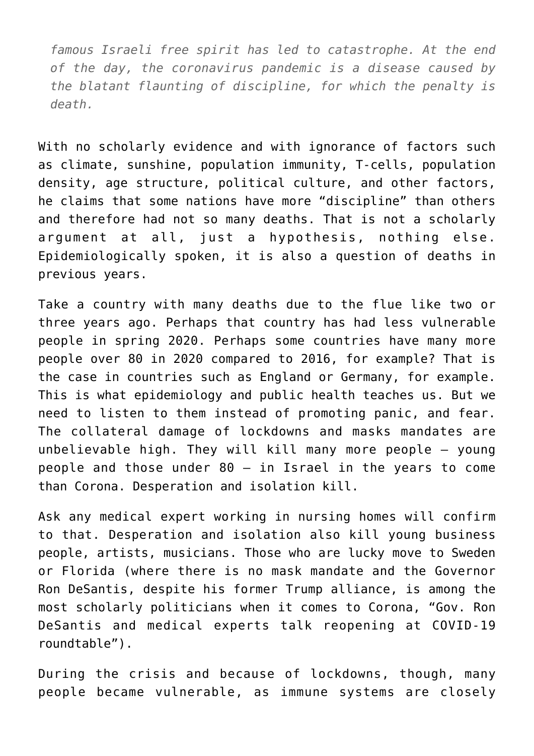*famous Israeli free spirit has led to catastrophe. At the end of the day, the coronavirus pandemic is a disease caused by the blatant flaunting of discipline, for which the penalty is death.*

With no scholarly evidence and with ignorance of factors such as climate, sunshine, population immunity, T-cells, population density, age structure, political culture, and other factors, he claims that some nations have more "discipline" than others and therefore had not so many deaths. That is not a scholarly argument at all, just a hypothesis, nothing else. Epidemiologically spoken, it is also a question of deaths in previous years.

Take a country with many deaths due to the flue like two or three years ago. Perhaps that country has had less vulnerable people in spring 2020. Perhaps some countries have many more people over 80 in 2020 compared to 2016, for example? That is the case in countries such as England or Germany, for example. This is what epidemiology and public health teaches us. But we need to listen to them instead of promoting panic, and fear. The collateral damage of lockdowns and masks mandates are unbelievable high. They will kill many more people – young people and those under 80 – in Israel in the years to come than Corona. Desperation and isolation kill.

Ask any medical expert working in nursing homes will confirm to that. Desperation and isolation also kill young business people, artists, musicians. Those who are lucky move to Sweden or Florida (where there is no mask mandate and the Governor Ron DeSantis, despite his former Trump alliance, is among the most scholarly politicians when it comes to Corona, "Gov. Ron DeSantis and medical experts talk reopening at COVID-19 roundtable").

During the crisis and because of lockdowns, though, many people became vulnerable, as immune systems are closely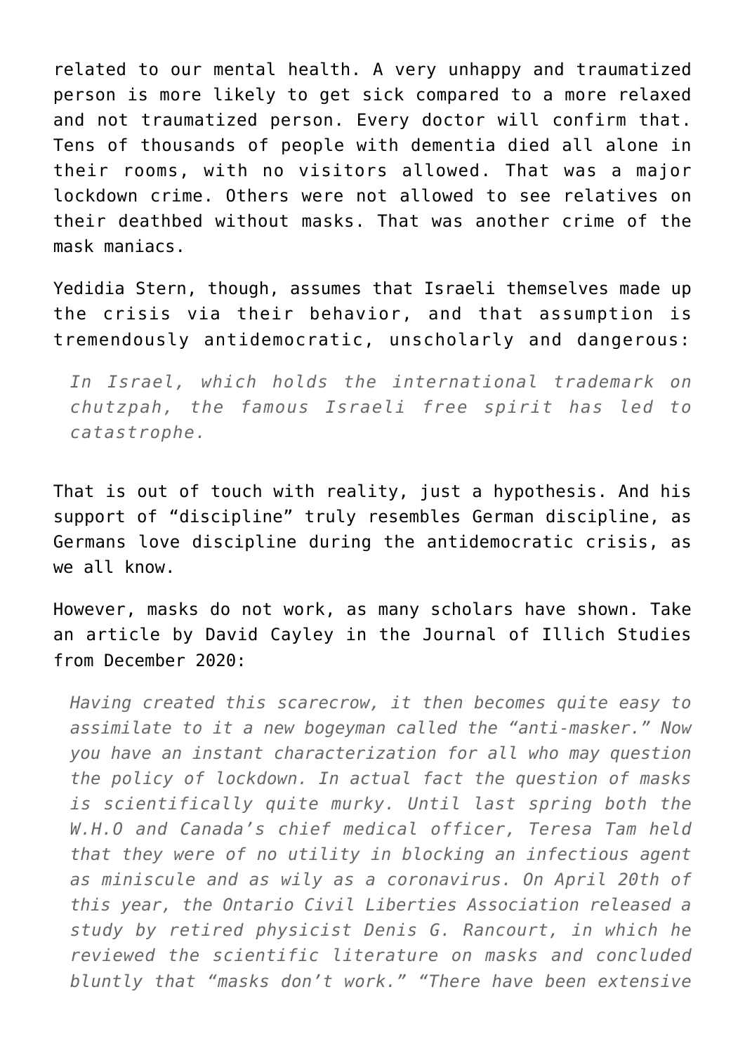related to our mental health. A very unhappy and traumatized person is more likely to get sick compared to a more relaxed and not traumatized person. Every doctor will confirm that. Tens of thousands of people with dementia died all alone in their rooms, with no visitors allowed. That was a major lockdown crime. Others were not allowed to see relatives on their deathbed without masks. That was another crime of the mask maniacs.

Yedidia Stern, though, assumes that Israeli themselves made up the crisis via their behavior, and that assumption is tremendously antidemocratic, unscholarly and dangerous:

> *In Israel, which holds the international trademark on chutzpah, the famous Israeli free spirit has led to catastrophe.*

That is out of touch with reality, just a hypothesis. And his support of "discipline" truly resembles German discipline, as Germans love discipline during the antidemocratic crisis, as we all know.

However, masks do not work, as many scholars have shown. Take an article by David Cayley in the Journal of Illich Studies from December 2020:

> *Having created this scarecrow, it then becomes quite easy to assimilate to it a new bogeyman called the "anti-masker." Now you have an instant characterization for all who may question the policy of lockdown. In actual fact the question of masks is scientifically quite murky. Until last spring both the W.H.O and Canada's chief medical officer, Teresa Tam held that they were of no utility in blocking an infectious agent as miniscule and as wily as a coronavirus. On April 20th of this year, the Ontario Civil Liberties Association released a study by retired physicist Denis G. Rancourt, in which he reviewed the scientific literature on masks and concluded bluntly that "masks don't work." "There have been extensive*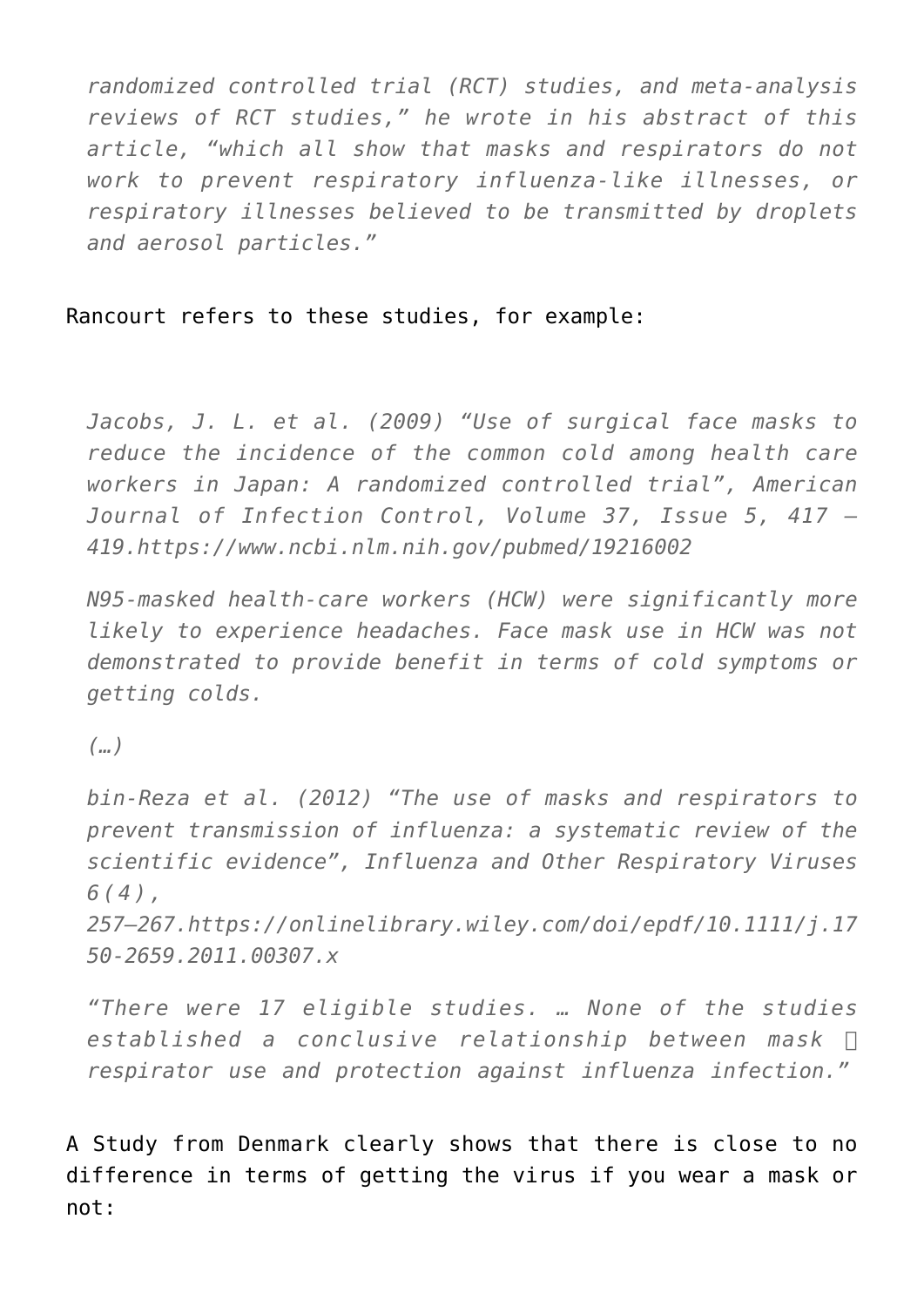> *randomized controlled trial (RCT) studies, and meta-analysis reviews of RCT studies," he wrote in his abstract of this article, "which all show that masks and respirators do not work to prevent respiratory influenza-like illnesses, or respiratory illnesses believed to be transmitted by droplets and aerosol particles."*

Rancourt refers to these studies, for example:

> *Jacobs, J. L. et al. (2009) "Use of surgical face masks to reduce the incidence of the common cold among health care workers in Japan: A randomized controlled trial", American Journal of Infection Control, Volume 37, Issue 5, 417 – 419.https://www.ncbi.nlm.nih.gov/pubmed/19216002*
>
> *N95-masked health-care workers (HCW) were significantly more likely to experience headaches. Face mask use in HCW was not demonstrated to provide benefit in terms of cold symptoms or getting colds.*
>
> *(…)*
>
> *bin-Reza et al. (2012) "The use of masks and respirators to prevent transmission of influenza: a systematic review of the scientific evidence", Influenza and Other Respiratory Viruses 6(4), 257–267.https://onlinelibrary.wiley.com/doi/epdf/10.1111/j.1750-2659.2011.00307.x*
>
> *"There were 17 eligible studies. … None of the studies established a conclusive relationship between mask respirator use and protection against influenza infection."*

A Study from Denmark clearly shows that there is close to no difference in terms of getting the virus if you wear a mask or not: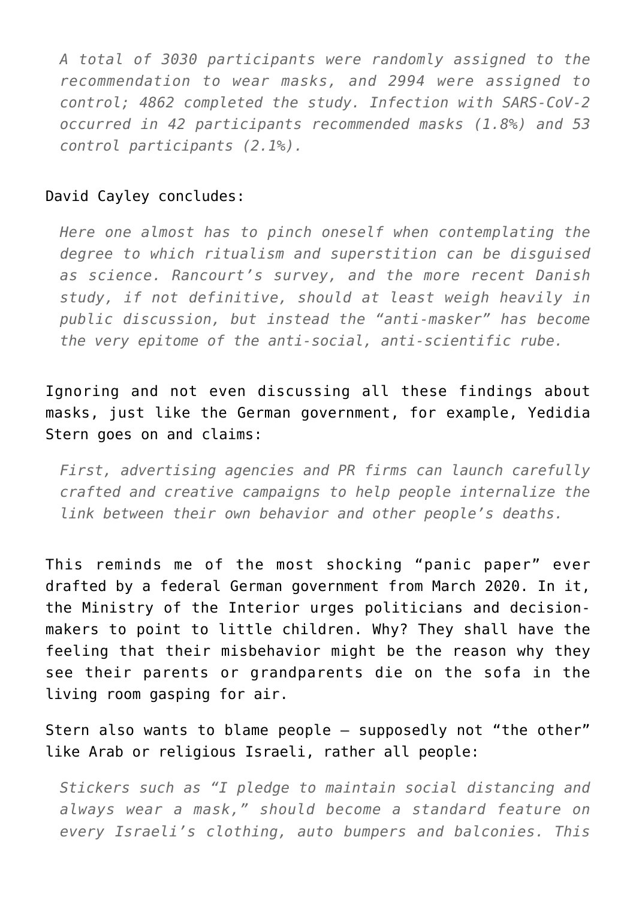> *A total of 3030 participants were randomly assigned to the recommendation to wear masks, and 2994 were assigned to control; 4862 completed the study. Infection with SARS-CoV-2 occurred in 42 participants recommended masks (1.8%) and 53 control participants (2.1%).*

David Cayley concludes:

> *Here one almost has to pinch oneself when contemplating the degree to which ritualism and superstition can be disguised as science. Rancourt's survey, and the more recent Danish study, if not definitive, should at least weigh heavily in public discussion, but instead the "anti-masker" has become the very epitome of the anti-social, anti-scientific rube.*

Ignoring and not even discussing all these findings about masks, just like the German government, for example, Yedidia Stern goes on and claims:

> *First, advertising agencies and PR firms can launch carefully crafted and creative campaigns to help people internalize the link between their own behavior and other people's deaths.*

This reminds me of the most shocking "panic paper" ever drafted by a federal German government from March 2020. In it, the Ministry of the Interior urges politicians and decision-makers to point to little children. Why? They shall have the feeling that their misbehavior might be the reason why they see their parents or grandparents die on the sofa in the living room gasping for air.

Stern also wants to blame people – supposedly not "the other" like Arab or religious Israeli, rather all people:

> *Stickers such as "I pledge to maintain social distancing and always wear a mask," should become a standard feature on every Israeli's clothing, auto bumpers and balconies. This*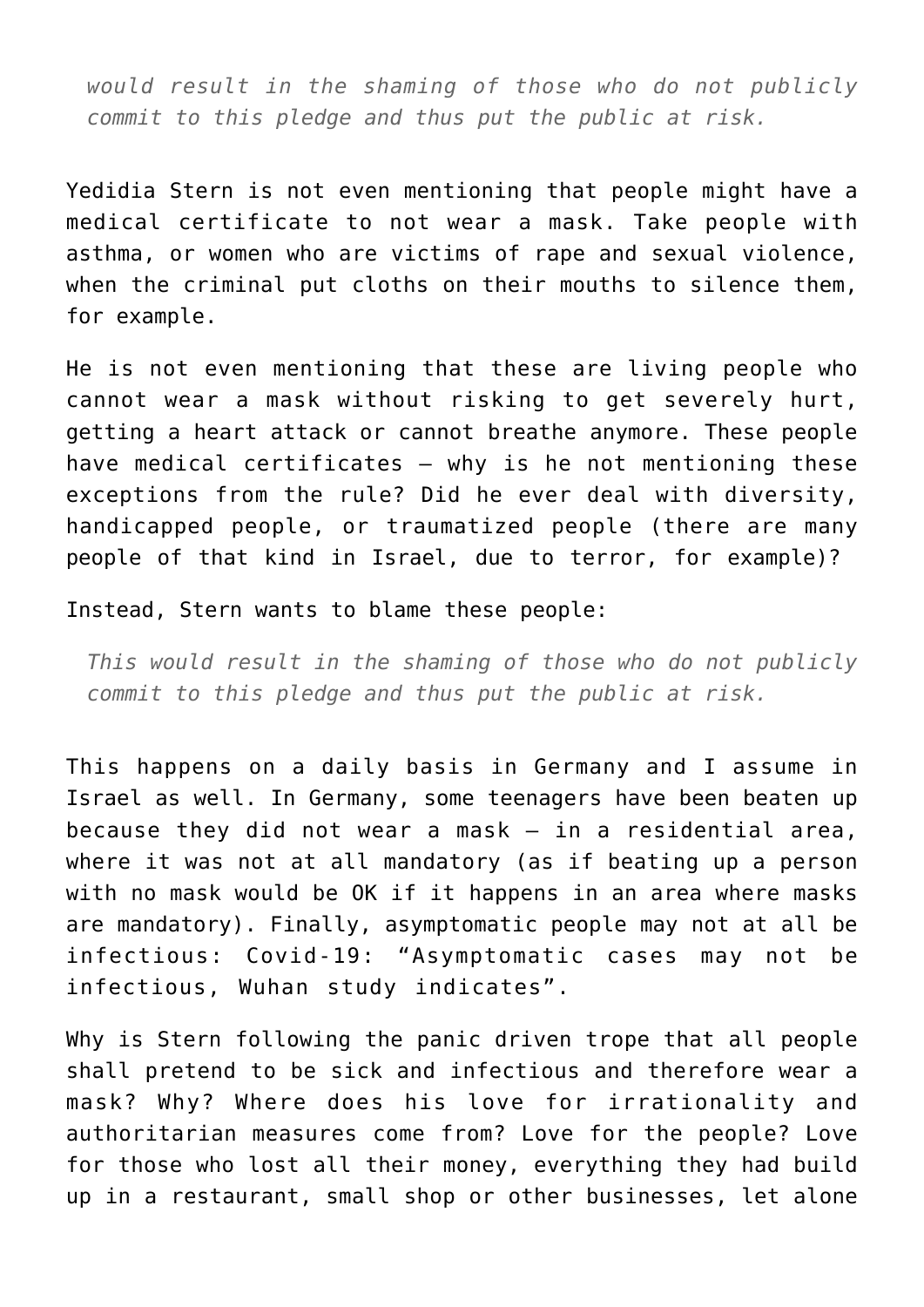> *would result in the shaming of those who do not publicly commit to this pledge and thus put the public at risk.*

Yedidia Stern is not even mentioning that people might have a medical certificate to not wear a mask. Take people with asthma, or women who are victims of rape and sexual violence, when the criminal put cloths on their mouths to silence them, for example.

He is not even mentioning that these are living people who cannot wear a mask without risking to get severely hurt, getting a heart attack or cannot breathe anymore. These people have medical certificates – why is he not mentioning these exceptions from the rule? Did he ever deal with diversity, handicapped people, or traumatized people (there are many people of that kind in Israel, due to terror, for example)?

Instead, Stern wants to blame these people:

> *This would result in the shaming of those who do not publicly commit to this pledge and thus put the public at risk.*

This happens on a daily basis in Germany and I assume in Israel as well. In Germany, some teenagers have been beaten up because they did not wear a mask – in a residential area, where it was not at all mandatory (as if beating up a person with no mask would be OK if it happens in an area where masks are mandatory). Finally, asymptomatic people may not at all be infectious: Covid-19: "Asymptomatic cases may not be infectious, Wuhan study indicates".

Why is Stern following the panic driven trope that all people shall pretend to be sick and infectious and therefore wear a mask? Why? Where does his love for irrationality and authoritarian measures come from? Love for the people? Love for those who lost all their money, everything they had build up in a restaurant, small shop or other businesses, let alone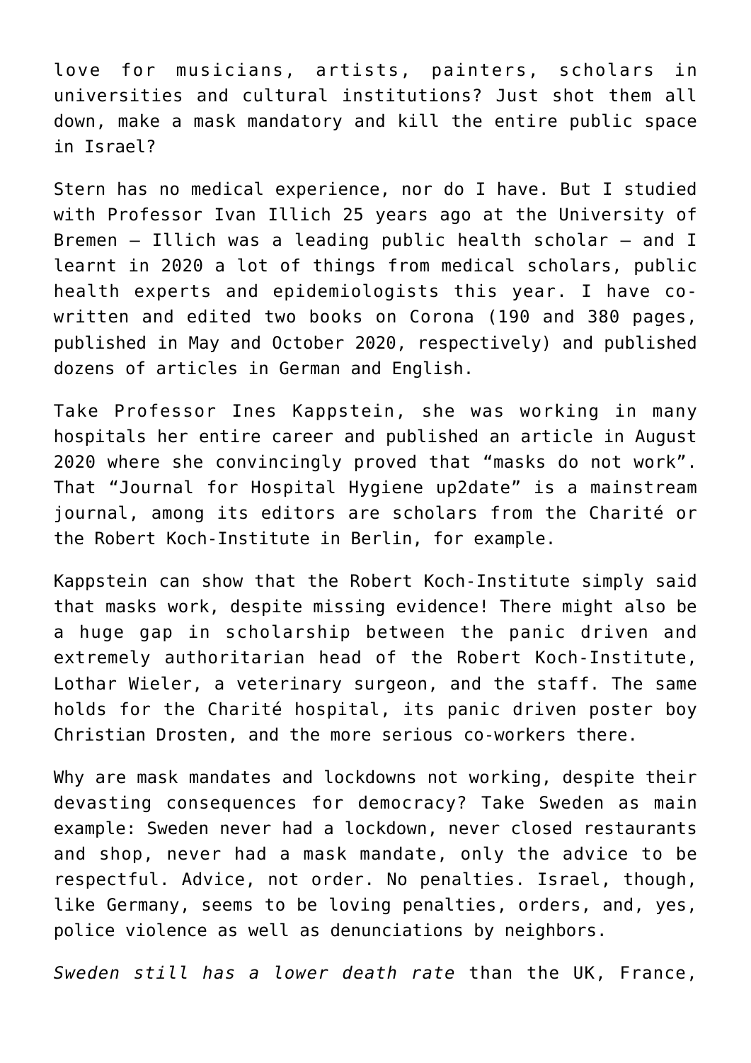love for musicians, artists, painters, scholars in universities and cultural institutions? Just shot them all down, make a mask mandatory and kill the entire public space in Israel?

Stern has no medical experience, nor do I have. But I studied with Professor Ivan Illich 25 years ago at the University of Bremen – Illich was a leading public health scholar – and I learnt in 2020 a lot of things from medical scholars, public health experts and epidemiologists this year. I have co-written and edited two books on Corona (190 and 380 pages, published in May and October 2020, respectively) and published dozens of articles in German and English.

Take Professor Ines Kappstein, she was working in many hospitals her entire career and published an article in August 2020 where she convincingly proved that "masks do not work". That "Journal for Hospital Hygiene up2date" is a mainstream journal, among its editors are scholars from the Charité or the Robert Koch-Institute in Berlin, for example.

Kappstein can show that the Robert Koch-Institute simply said that masks work, despite missing evidence! There might also be a huge gap in scholarship between the panic driven and extremely authoritarian head of the Robert Koch-Institute, Lothar Wieler, a veterinary surgeon, and the staff. The same holds for the Charité hospital, its panic driven poster boy Christian Drosten, and the more serious co-workers there.

Why are mask mandates and lockdowns not working, despite their devasting consequences for democracy? Take Sweden as main example: Sweden never had a lockdown, never closed restaurants and shop, never had a mask mandate, only the advice to be respectful. Advice, not order. No penalties. Israel, though, like Germany, seems to be loving penalties, orders, and, yes, police violence as well as denunciations by neighbors.

*Sweden still has a lower death rate* than the UK, France,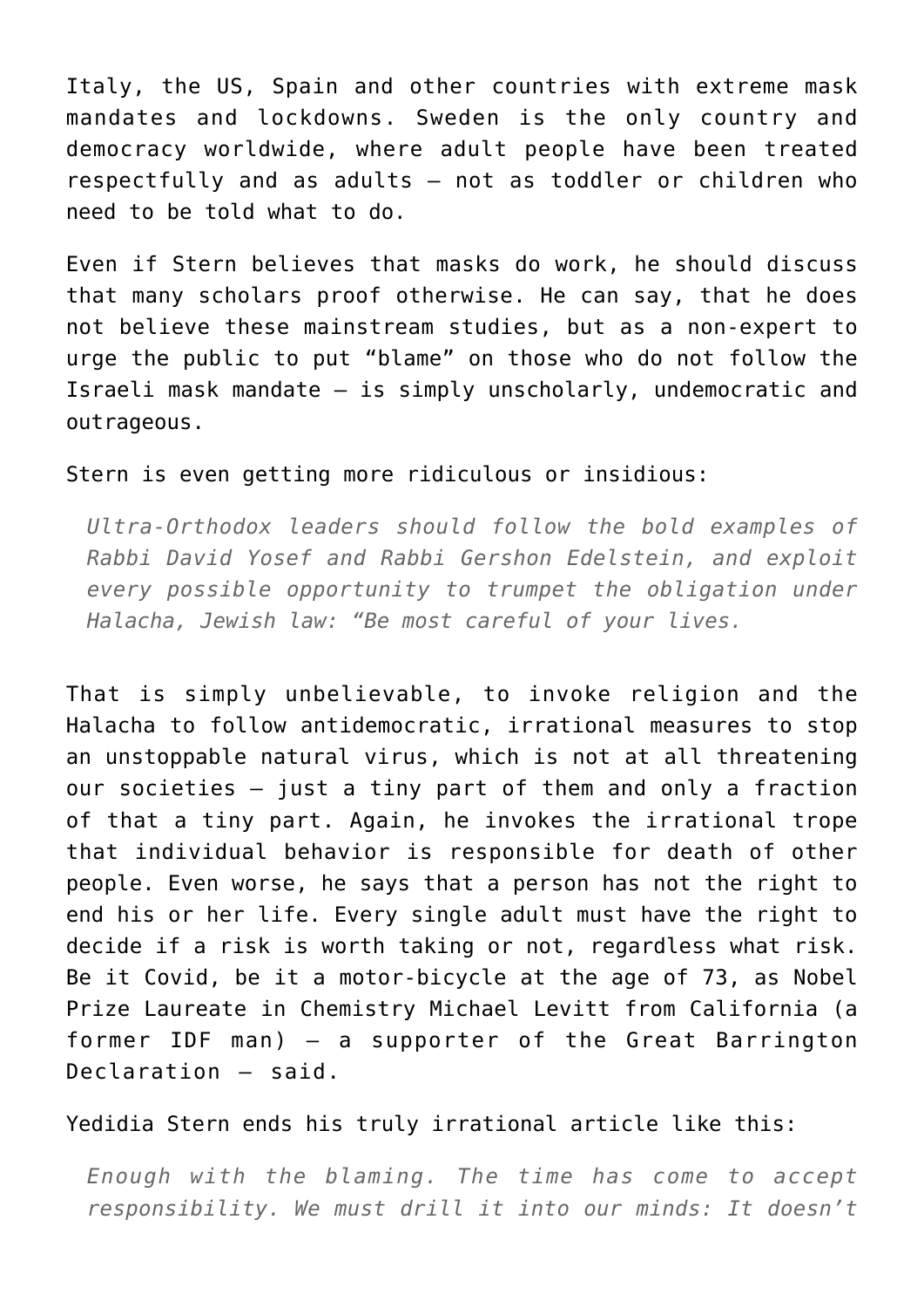Italy, the US, Spain and other countries with extreme mask mandates and lockdowns. Sweden is the only country and democracy worldwide, where adult people have been treated respectfully and as adults – not as toddler or children who need to be told what to do.

Even if Stern believes that masks do work, he should discuss that many scholars proof otherwise. He can say, that he does not believe these mainstream studies, but as a non-expert to urge the public to put "blame" on those who do not follow the Israeli mask mandate – is simply unscholarly, undemocratic and outrageous.

Stern is even getting more ridiculous or insidious:

> *Ultra-Orthodox leaders should follow the bold examples of Rabbi David Yosef and Rabbi Gershon Edelstein, and exploit every possible opportunity to trumpet the obligation under Halacha, Jewish law: "Be most careful of your lives.*

That is simply unbelievable, to invoke religion and the Halacha to follow antidemocratic, irrational measures to stop an unstoppable natural virus, which is not at all threatening our societies – just a tiny part of them and only a fraction of that a tiny part. Again, he invokes the irrational trope that individual behavior is responsible for death of other people. Even worse, he says that a person has not the right to end his or her life. Every single adult must have the right to decide if a risk is worth taking or not, regardless what risk. Be it Covid, be it a motor-bicycle at the age of 73, as Nobel Prize Laureate in Chemistry Michael Levitt from California (a former IDF man) – a supporter of the Great Barrington Declaration – said.

Yedidia Stern ends his truly irrational article like this:

> *Enough with the blaming. The time has come to accept responsibility. We must drill it into our minds: It doesn't*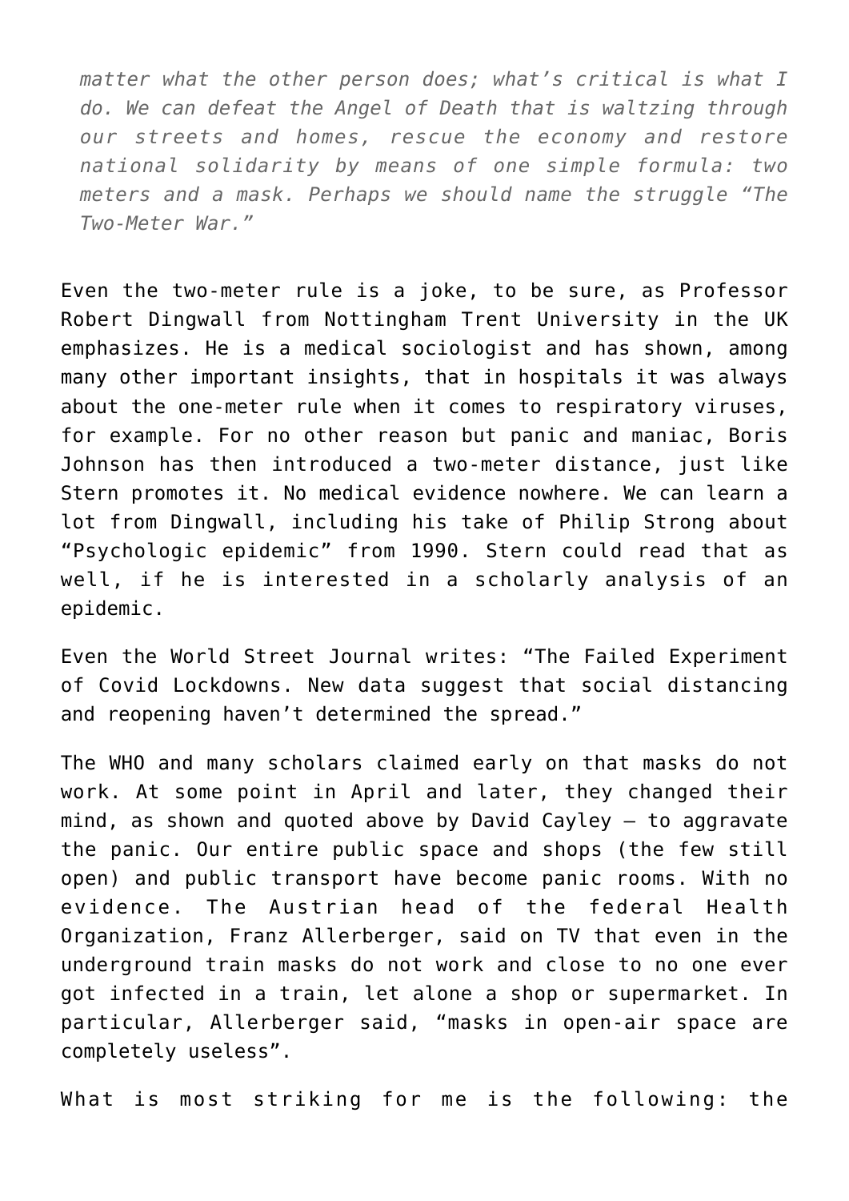*matter what the other person does; what's critical is what I do. We can defeat the Angel of Death that is waltzing through our streets and homes, rescue the economy and restore national solidarity by means of one simple formula: two meters and a mask. Perhaps we should name the struggle "The Two-Meter War."*

Even the two-meter rule is a joke, to be sure, as Professor Robert Dingwall from Nottingham Trent University in the UK emphasizes. He is a medical sociologist and has shown, among many other important insights, that in hospitals it was always about the one-meter rule when it comes to respiratory viruses, for example. For no other reason but panic and maniac, Boris Johnson has then introduced a two-meter distance, just like Stern promotes it. No medical evidence nowhere. We can learn a lot from Dingwall, including his take of Philip Strong about "Psychologic epidemic" from 1990. Stern could read that as well, if he is interested in a scholarly analysis of an epidemic.

Even the World Street Journal writes: "The Failed Experiment of Covid Lockdowns. New data suggest that social distancing and reopening haven't determined the spread."

The WHO and many scholars claimed early on that masks do not work. At some point in April and later, they changed their mind, as shown and quoted above by David Cayley – to aggravate the panic. Our entire public space and shops (the few still open) and public transport have become panic rooms. With no evidence. The Austrian head of the federal Health Organization, Franz Allerberger, said on TV that even in the underground train masks do not work and close to no one ever got infected in a train, let alone a shop or supermarket. In particular, Allerberger said, "masks in open-air space are completely useless".

What is most striking for me is the following: the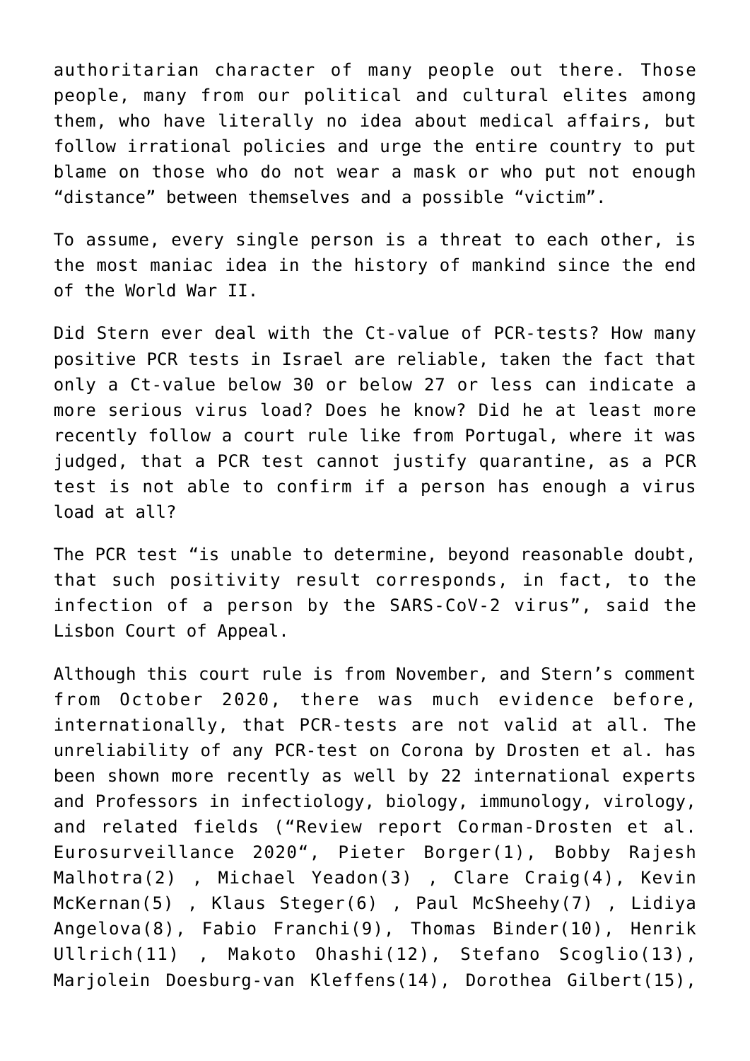authoritarian character of many people out there. Those people, many from our political and cultural elites among them, who have literally no idea about medical affairs, but follow irrational policies and urge the entire country to put blame on those who do not wear a mask or who put not enough "distance" between themselves and a possible "victim".

To assume, every single person is a threat to each other, is the most maniac idea in the history of mankind since the end of the World War II.

Did Stern ever deal with the Ct-value of PCR-tests? How many positive PCR tests in Israel are reliable, taken the fact that only a Ct-value below 30 or below 27 or less can indicate a more serious virus load? Does he know? Did he at least more recently follow a court rule like from Portugal, where it was judged, that a PCR test cannot justify quarantine, as a PCR test is not able to confirm if a person has enough a virus load at all?

The PCR test "is unable to determine, beyond reasonable doubt, that such positivity result corresponds, in fact, to the infection of a person by the SARS-CoV-2 virus", said the Lisbon Court of Appeal.

Although this court rule is from November, and Stern's comment from October 2020, there was much evidence before, internationally, that PCR-tests are not valid at all. The unreliability of any PCR-test on Corona by Drosten et al. has been shown more recently as well by 22 international experts and Professors in infectiology, biology, immunology, virology, and related fields ("Review report Corman-Drosten et al. Eurosurveillance 2020", Pieter Borger(1), Bobby Rajesh Malhotra(2) , Michael Yeadon(3) , Clare Craig(4), Kevin McKernan(5) , Klaus Steger(6) , Paul McSheehy(7) , Lidiya Angelova(8), Fabio Franchi(9), Thomas Binder(10), Henrik Ullrich(11) , Makoto Ohashi(12), Stefano Scoglio(13), Marjolein Doesburg-van Kleffens(14), Dorothea Gilbert(15),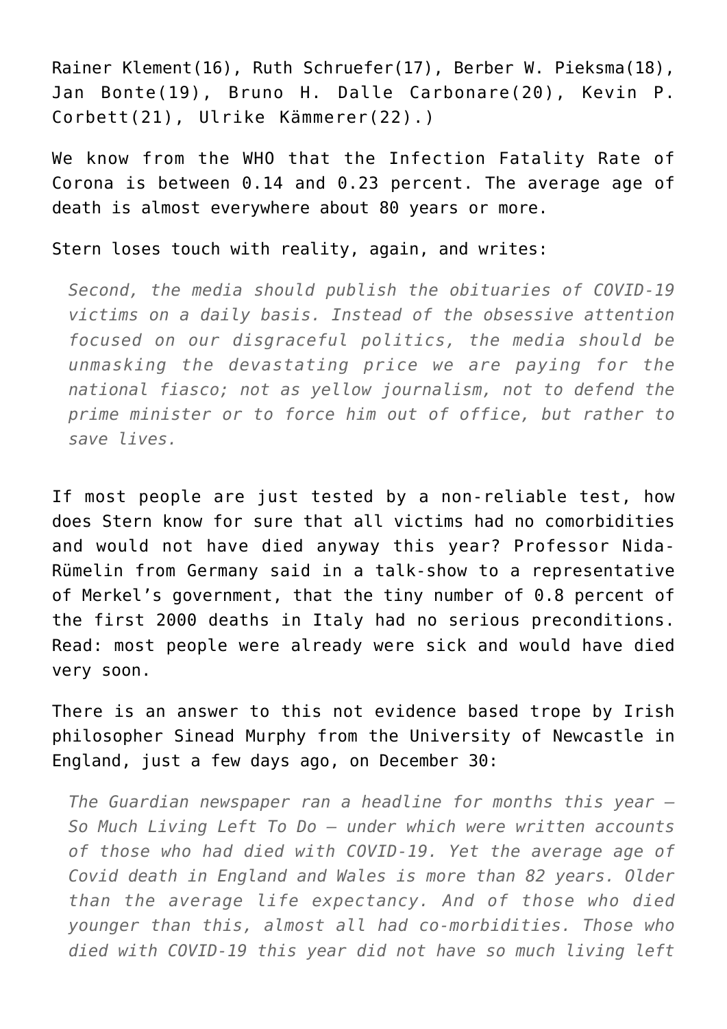Rainer Klement(16), Ruth Schruefer(17), Berber W. Pieksma(18), Jan Bonte(19), Bruno H. Dalle Carbonare(20), Kevin P. Corbett(21), Ulrike Kämmerer(22).)

We know from the WHO that the Infection Fatality Rate of Corona is between 0.14 and 0.23 percent. The average age of death is almost everywhere about 80 years or more.

Stern loses touch with reality, again, and writes:

> *Second, the media should publish the obituaries of COVID-19 victims on a daily basis. Instead of the obsessive attention focused on our disgraceful politics, the media should be unmasking the devastating price we are paying for the national fiasco; not as yellow journalism, not to defend the prime minister or to force him out of office, but rather to save lives.*

If most people are just tested by a non-reliable test, how does Stern know for sure that all victims had no comorbidities and would not have died anyway this year? Professor Nida-Rümelin from Germany said in a talk-show to a representative of Merkel's government, that the tiny number of 0.8 percent of the first 2000 deaths in Italy had no serious preconditions. Read: most people were already were sick and would have died very soon.

There is an answer to this not evidence based trope by Irish philosopher Sinead Murphy from the University of Newcastle in England, just a few days ago, on December 30:

> *The Guardian newspaper ran a headline for months this year – So Much Living Left To Do – under which were written accounts of those who had died with COVID-19. Yet the average age of Covid death in England and Wales is more than 82 years. Older than the average life expectancy. And of those who died younger than this, almost all had co-morbidities. Those who died with COVID-19 this year did not have so much living left*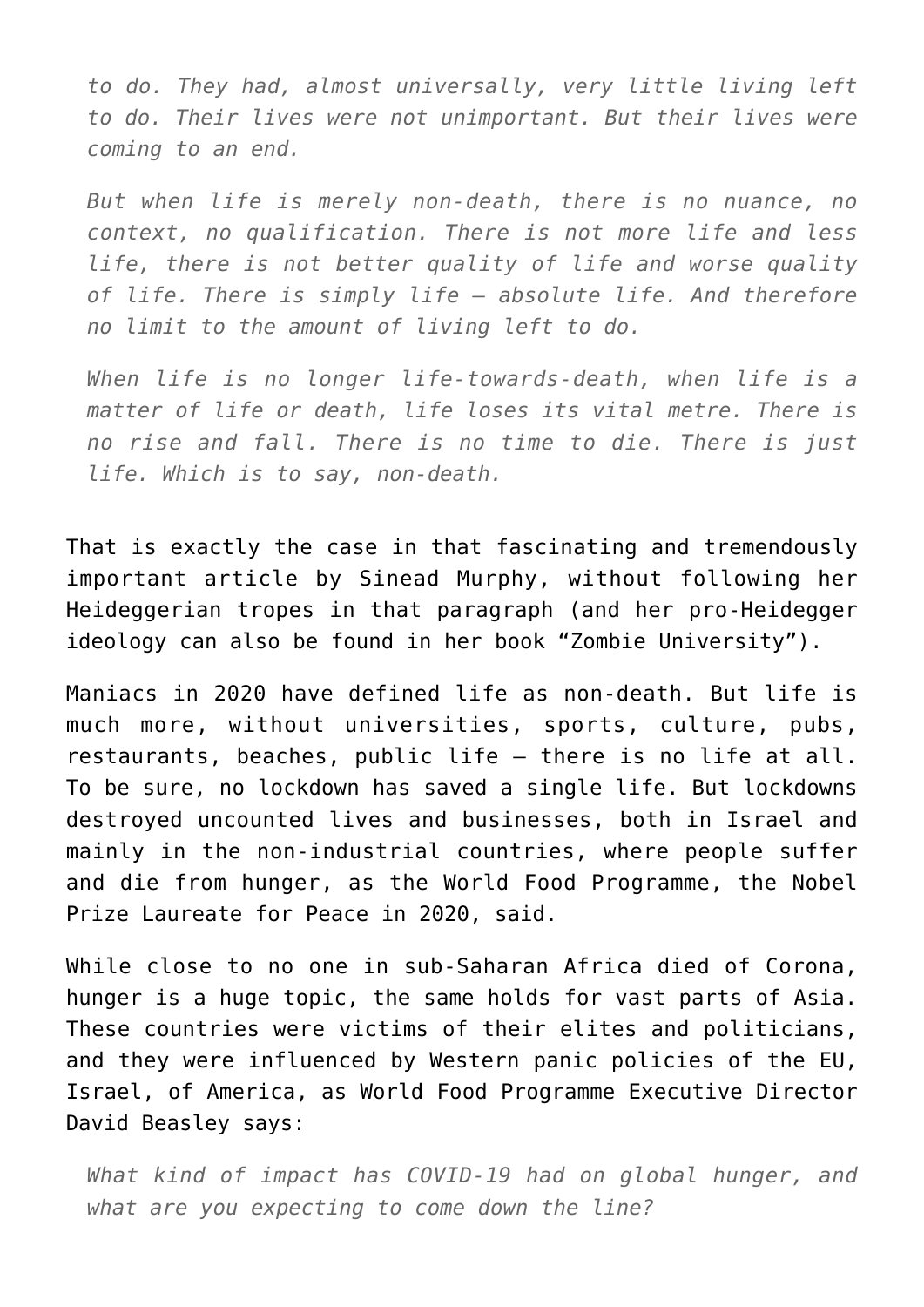> *to do. They had, almost universally, very little living left to do. Their lives were not unimportant. But their lives were coming to an end.*
>
> *But when life is merely non-death, there is no nuance, no context, no qualification. There is not more life and less life, there is not better quality of life and worse quality of life. There is simply life – absolute life. And therefore no limit to the amount of living left to do.*
>
> *When life is no longer life-towards-death, when life is a matter of life or death, life loses its vital metre. There is no rise and fall. There is no time to die. There is just life. Which is to say, non-death.*

That is exactly the case in that fascinating and tremendously important article by Sinead Murphy, without following her Heideggerian tropes in that paragraph (and her pro-Heidegger ideology can also be found in her book "Zombie University").

Maniacs in 2020 have defined life as non-death. But life is much more, without universities, sports, culture, pubs, restaurants, beaches, public life – there is no life at all. To be sure, no lockdown has saved a single life. But lockdowns destroyed uncounted lives and businesses, both in Israel and mainly in the non-industrial countries, where people suffer and die from hunger, as the World Food Programme, the Nobel Prize Laureate for Peace in 2020, said.

While close to no one in sub-Saharan Africa died of Corona, hunger is a huge topic, the same holds for vast parts of Asia. These countries were victims of their elites and politicians, and they were influenced by Western panic policies of the EU, Israel, of America, as World Food Programme Executive Director David Beasley says:

> *What kind of impact has COVID-19 had on global hunger, and what are you expecting to come down the line?*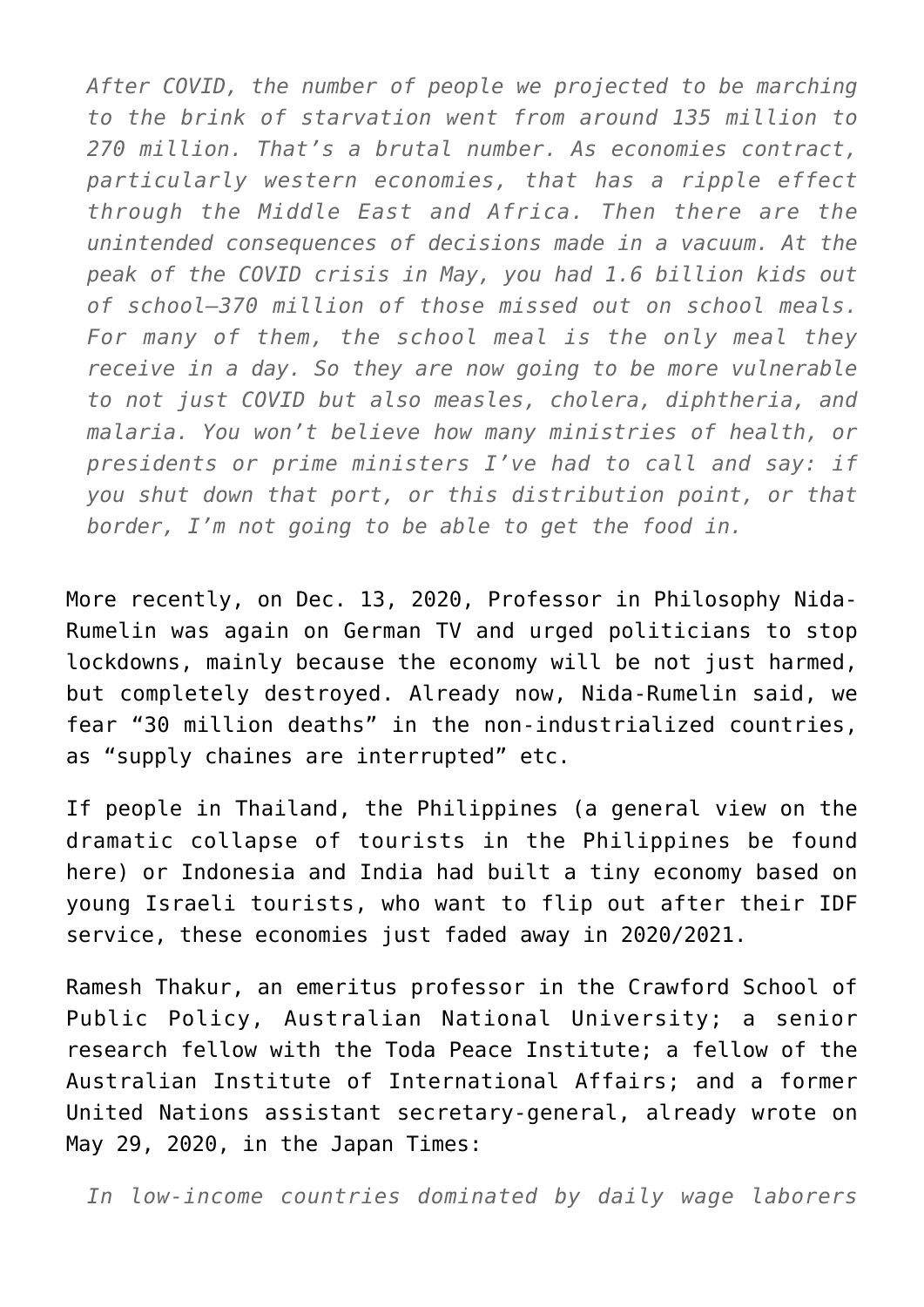> *After COVID, the number of people we projected to be marching to the brink of starvation went from around 135 million to 270 million. That's a brutal number. As economies contract, particularly western economies, that has a ripple effect through the Middle East and Africa. Then there are the unintended consequences of decisions made in a vacuum. At the peak of the COVID crisis in May, you had 1.6 billion kids out of school—370 million of those missed out on school meals. For many of them, the school meal is the only meal they receive in a day. So they are now going to be more vulnerable to not just COVID but also measles, cholera, diphtheria, and malaria. You won't believe how many ministries of health, or presidents or prime ministers I've had to call and say: if you shut down that port, or this distribution point, or that border, I'm not going to be able to get the food in.*

More recently, on Dec. 13, 2020, Professor in Philosophy Nida-Rumelin was again on German TV and urged politicians to stop lockdowns, mainly because the economy will be not just harmed, but completely destroyed. Already now, Nida-Rumelin said, we fear "30 million deaths" in the non-industrialized countries, as "supply chaines are interrupted" etc.

If people in Thailand, the Philippines (a general view on the dramatic collapse of tourists in the Philippines be found here) or Indonesia and India had built a tiny economy based on young Israeli tourists, who want to flip out after their IDF service, these economies just faded away in 2020/2021.

Ramesh Thakur, an emeritus professor in the Crawford School of Public Policy, Australian National University; a senior research fellow with the Toda Peace Institute; a fellow of the Australian Institute of International Affairs; and a former United Nations assistant secretary-general, already wrote on May 29, 2020, in the Japan Times:

> *In low-income countries dominated by daily wage laborers*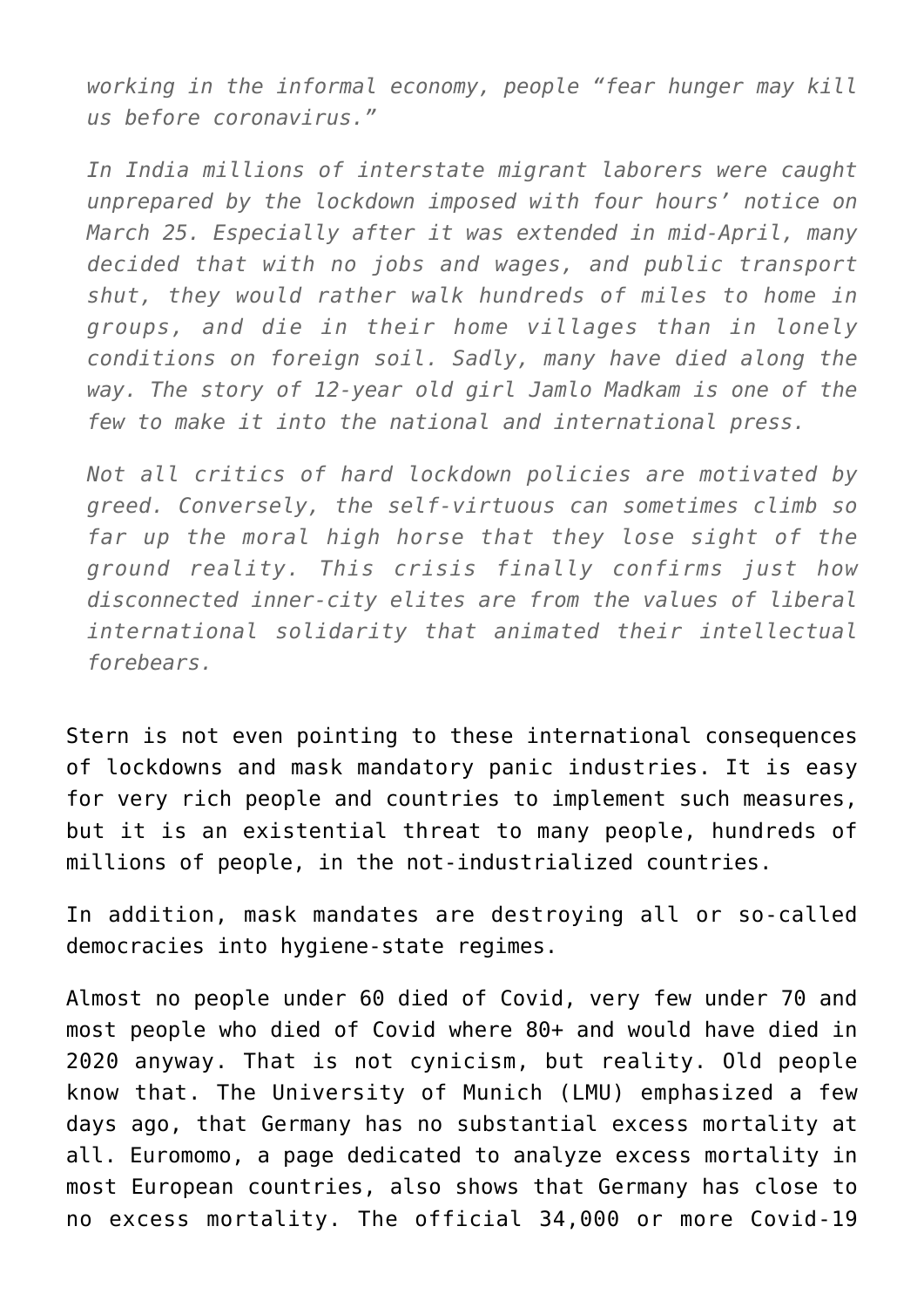*working in the informal economy, people "fear hunger may kill us before coronavirus."*

*In India millions of interstate migrant laborers were caught unprepared by the lockdown imposed with four hours' notice on March 25. Especially after it was extended in mid-April, many decided that with no jobs and wages, and public transport shut, they would rather walk hundreds of miles to home in groups, and die in their home villages than in lonely conditions on foreign soil. Sadly, many have died along the way. The story of 12-year old girl Jamlo Madkam is one of the few to make it into the national and international press.*

*Not all critics of hard lockdown policies are motivated by greed. Conversely, the self-virtuous can sometimes climb so far up the moral high horse that they lose sight of the ground reality. This crisis finally confirms just how disconnected inner-city elites are from the values of liberal international solidarity that animated their intellectual forebears.*

Stern is not even pointing to these international consequences of lockdowns and mask mandatory panic industries. It is easy for very rich people and countries to implement such measures, but it is an existential threat to many people, hundreds of millions of people, in the not-industrialized countries.

In addition, mask mandates are destroying all or so-called democracies into hygiene-state regimes.

Almost no people under 60 died of Covid, very few under 70 and most people who died of Covid where 80+ and would have died in 2020 anyway. That is not cynicism, but reality. Old people know that. The University of Munich (LMU) emphasized a few days ago, that Germany has no substantial excess mortality at all. Euromomo, a page dedicated to analyze excess mortality in most European countries, also shows that Germany has close to no excess mortality. The official 34,000 or more Covid-19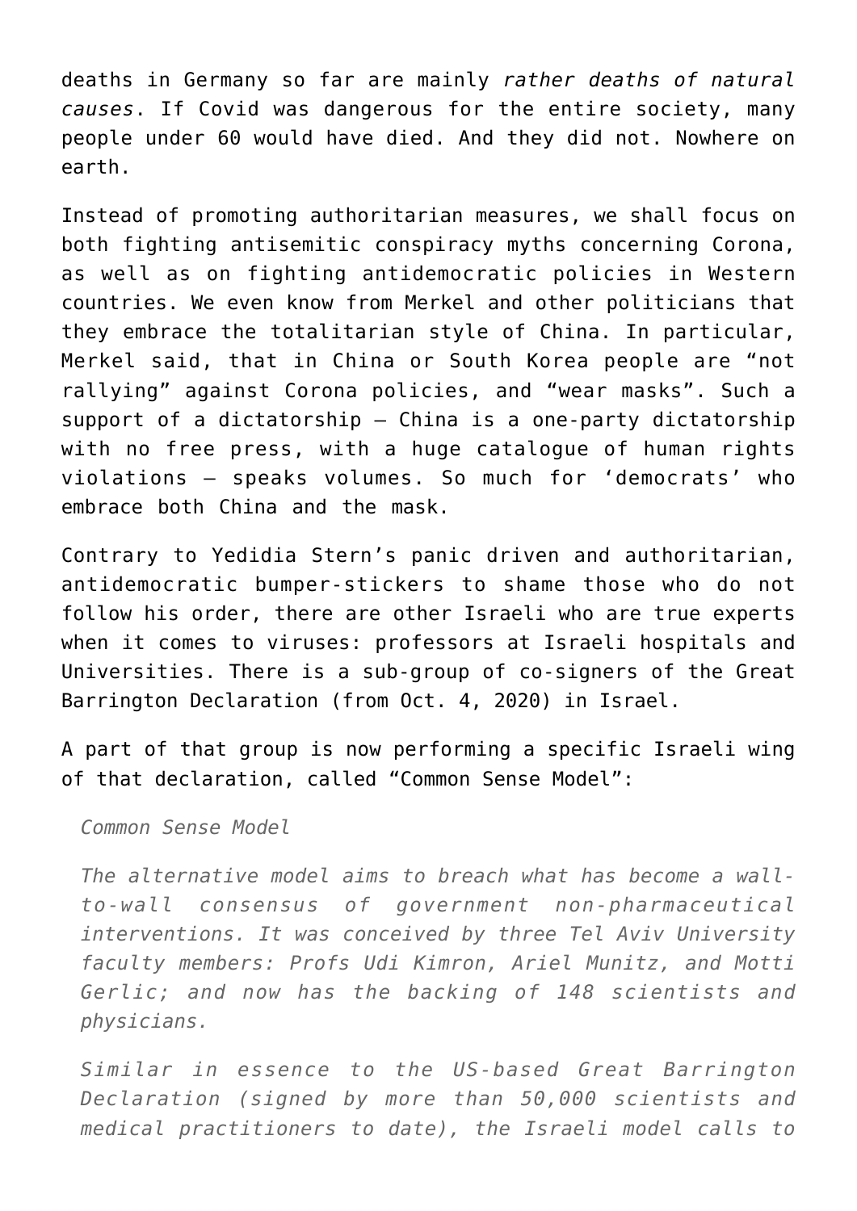deaths in Germany so far are mainly *rather deaths of natural causes*. If Covid was dangerous for the entire society, many people under 60 would have died. And they did not. Nowhere on earth.

Instead of promoting authoritarian measures, we shall focus on both fighting antisemitic conspiracy myths concerning Corona, as well as on fighting antidemocratic policies in Western countries. We even know from Merkel and other politicians that they embrace the totalitarian style of China. In particular, Merkel said, that in China or South Korea people are "not rallying" against Corona policies, and "wear masks". Such a support of a dictatorship – China is a one-party dictatorship with no free press, with a huge catalogue of human rights violations – speaks volumes. So much for 'democrats' who embrace both China and the mask.

Contrary to Yedidia Stern's panic driven and authoritarian, antidemocratic bumper-stickers to shame those who do not follow his order, there are other Israeli who are true experts when it comes to viruses: professors at Israeli hospitals and Universities. There is a sub-group of co-signers of the Great Barrington Declaration (from Oct. 4, 2020) in Israel.

A part of that group is now performing a specific Israeli wing of that declaration, called "Common Sense Model":

> *Common Sense Model*
>
> *The alternative model aims to breach what has become a wall-to-wall consensus of government non-pharmaceutical interventions. It was conceived by three Tel Aviv University faculty members: Profs Udi Kimron, Ariel Munitz, and Motti Gerlic; and now has the backing of 148 scientists and physicians.*
>
> *Similar in essence to the US-based Great Barrington Declaration (signed by more than 50,000 scientists and medical practitioners to date), the Israeli model calls to*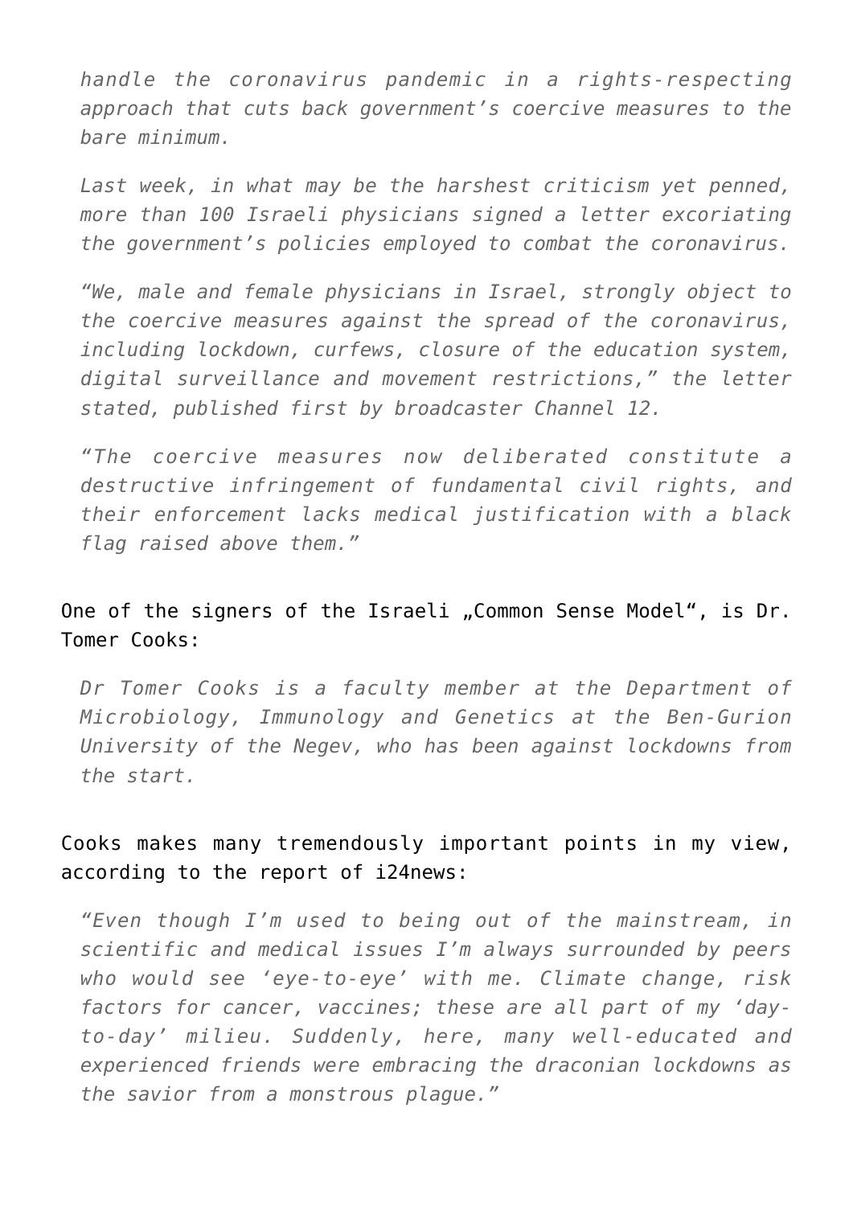> *handle the coronavirus pandemic in a rights-respecting approach that cuts back government's coercive measures to the bare minimum.*
>
> *Last week, in what may be the harshest criticism yet penned, more than 100 Israeli physicians signed a letter excoriating the government's policies employed to combat the coronavirus.*
>
> *"We, male and female physicians in Israel, strongly object to the coercive measures against the spread of the coronavirus, including lockdown, curfews, closure of the education system, digital surveillance and movement restrictions," the letter stated, published first by broadcaster Channel 12.*
>
> *"The coercive measures now deliberated constitute a destructive infringement of fundamental civil rights, and their enforcement lacks medical justification with a black flag raised above them."*

One of the signers of the Israeli „Common Sense Model", is Dr. Tomer Cooks:

> *Dr Tomer Cooks is a faculty member at the Department of Microbiology, Immunology and Genetics at the Ben-Gurion University of the Negev, who has been against lockdowns from the start.*

Cooks makes many tremendously important points in my view, according to the report of i24news:

> *"Even though I'm used to being out of the mainstream, in scientific and medical issues I'm always surrounded by peers who would see 'eye-to-eye' with me. Climate change, risk factors for cancer, vaccines; these are all part of my 'day-to-day' milieu. Suddenly, here, many well-educated and experienced friends were embracing the draconian lockdowns as the savior from a monstrous plague."*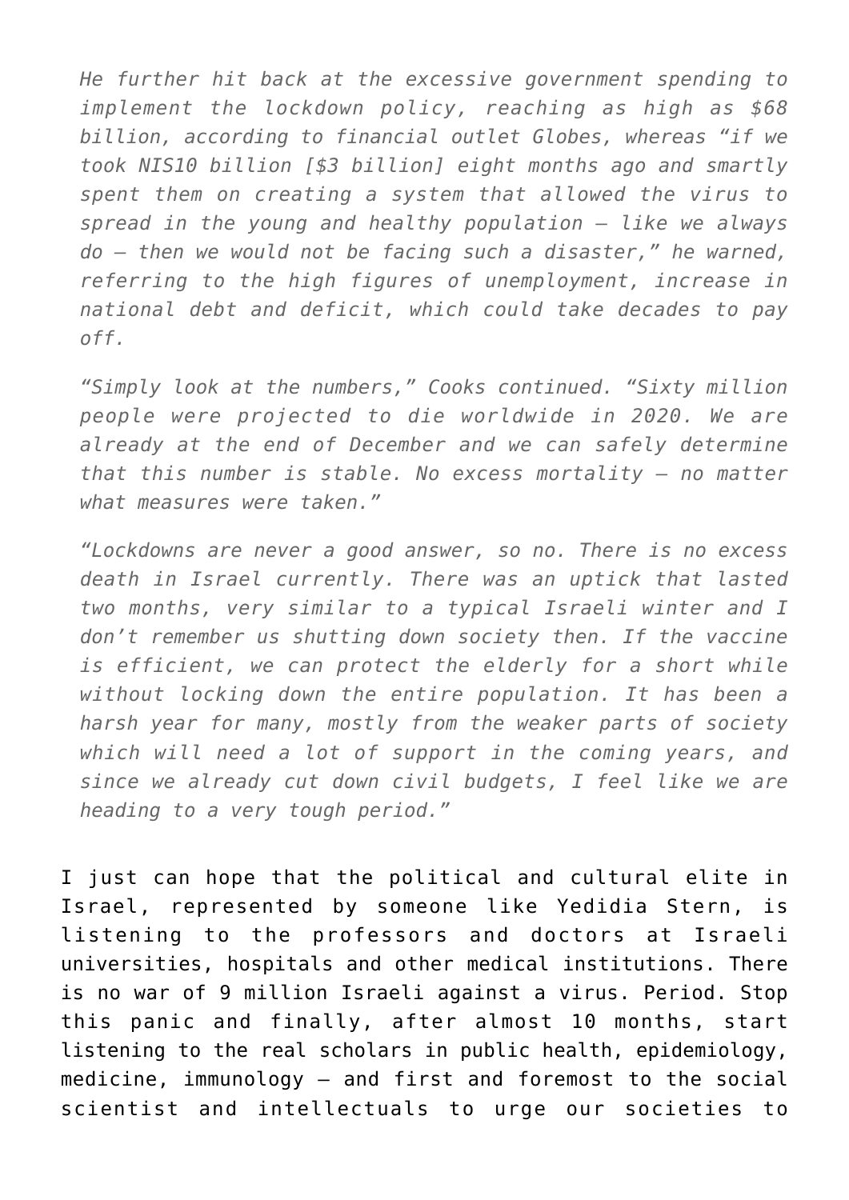*He further hit back at the excessive government spending to implement the lockdown policy, reaching as high as $68 billion, according to financial outlet Globes, whereas "if we took NIS10 billion [$3 billion] eight months ago and smartly spent them on creating a system that allowed the virus to spread in the young and healthy population – like we always do – then we would not be facing such a disaster," he warned, referring to the high figures of unemployment, increase in national debt and deficit, which could take decades to pay off.*

*"Simply look at the numbers," Cooks continued. "Sixty million people were projected to die worldwide in 2020. We are already at the end of December and we can safely determine that this number is stable. No excess mortality – no matter what measures were taken."*

*"Lockdowns are never a good answer, so no. There is no excess death in Israel currently. There was an uptick that lasted two months, very similar to a typical Israeli winter and I don't remember us shutting down society then. If the vaccine is efficient, we can protect the elderly for a short while without locking down the entire population. It has been a harsh year for many, mostly from the weaker parts of society which will need a lot of support in the coming years, and since we already cut down civil budgets, I feel like we are heading to a very tough period."*

I just can hope that the political and cultural elite in Israel, represented by someone like Yedidia Stern, is listening to the professors and doctors at Israeli universities, hospitals and other medical institutions. There is no war of 9 million Israeli against a virus. Period. Stop this panic and finally, after almost 10 months, start listening to the real scholars in public health, epidemiology, medicine, immunology – and first and foremost to the social scientist and intellectuals to urge our societies to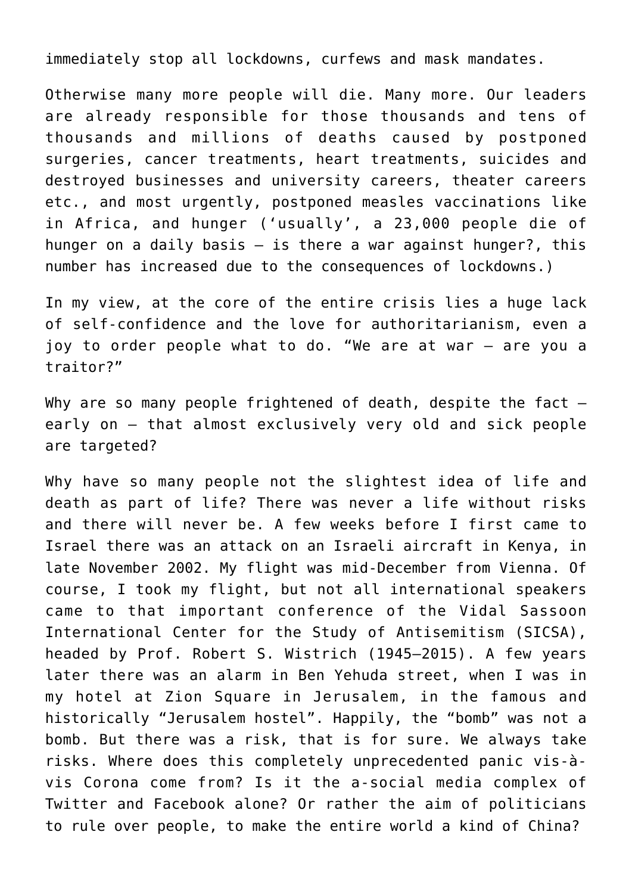immediately stop all lockdowns, curfews and mask mandates.

Otherwise many more people will die. Many more. Our leaders are already responsible for those thousands and tens of thousands and millions of deaths caused by postponed surgeries, cancer treatments, heart treatments, suicides and destroyed businesses and university careers, theater careers etc., and most urgently, postponed measles vaccinations like in Africa, and hunger ('usually', a 23,000 people die of hunger on a daily basis – is there a war against hunger?, this number has increased due to the consequences of lockdowns.)

In my view, at the core of the entire crisis lies a huge lack of self-confidence and the love for authoritarianism, even a joy to order people what to do. "We are at war – are you a traitor?"

Why are so many people frightened of death, despite the fact – early on – that almost exclusively very old and sick people are targeted?

Why have so many people not the slightest idea of life and death as part of life? There was never a life without risks and there will never be. A few weeks before I first came to Israel there was an attack on an Israeli aircraft in Kenya, in late November 2002. My flight was mid-December from Vienna. Of course, I took my flight, but not all international speakers came to that important conference of the Vidal Sassoon International Center for the Study of Antisemitism (SICSA), headed by Prof. Robert S. Wistrich (1945–2015). A few years later there was an alarm in Ben Yehuda street, when I was in my hotel at Zion Square in Jerusalem, in the famous and historically "Jerusalem hostel". Happily, the "bomb" was not a bomb. But there was a risk, that is for sure. We always take risks. Where does this completely unprecedented panic vis-à-vis Corona come from? Is it the a-social media complex of Twitter and Facebook alone? Or rather the aim of politicians to rule over people, to make the entire world a kind of China?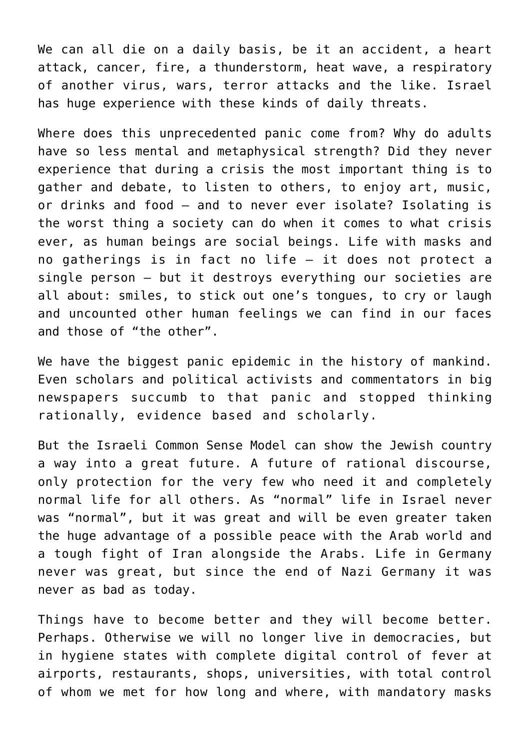We can all die on a daily basis, be it an accident, a heart attack, cancer, fire, a thunderstorm, heat wave, a respiratory of another virus, wars, terror attacks and the like. Israel has huge experience with these kinds of daily threats.

Where does this unprecedented panic come from? Why do adults have so less mental and metaphysical strength? Did they never experience that during a crisis the most important thing is to gather and debate, to listen to others, to enjoy art, music, or drinks and food – and to never ever isolate? Isolating is the worst thing a society can do when it comes to what crisis ever, as human beings are social beings. Life with masks and no gatherings is in fact no life – it does not protect a single person – but it destroys everything our societies are all about: smiles, to stick out one's tongues, to cry or laugh and uncounted other human feelings we can find in our faces and those of "the other".

We have the biggest panic epidemic in the history of mankind. Even scholars and political activists and commentators in big newspapers succumb to that panic and stopped thinking rationally, evidence based and scholarly.

But the Israeli Common Sense Model can show the Jewish country a way into a great future. A future of rational discourse, only protection for the very few who need it and completely normal life for all others. As "normal" life in Israel never was "normal", but it was great and will be even greater taken the huge advantage of a possible peace with the Arab world and a tough fight of Iran alongside the Arabs. Life in Germany never was great, but since the end of Nazi Germany it was never as bad as today.

Things have to become better and they will become better. Perhaps. Otherwise we will no longer live in democracies, but in hygiene states with complete digital control of fever at airports, restaurants, shops, universities, with total control of whom we met for how long and where, with mandatory masks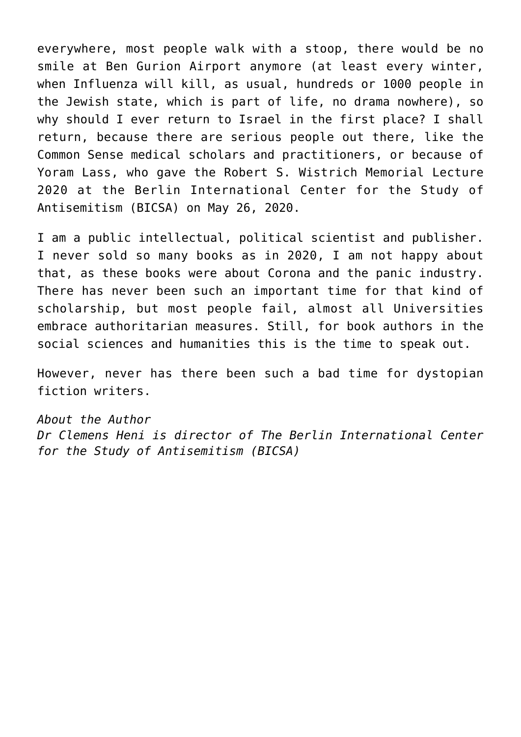everywhere, most people walk with a stoop, there would be no smile at Ben Gurion Airport anymore (at least every winter, when Influenza will kill, as usual, hundreds or 1000 people in the Jewish state, which is part of life, no drama nowhere), so why should I ever return to Israel in the first place? I shall return, because there are serious people out there, like the Common Sense medical scholars and practitioners, or because of Yoram Lass, who gave the Robert S. Wistrich Memorial Lecture 2020 at the Berlin International Center for the Study of Antisemitism (BICSA) on May 26, 2020.

I am a public intellectual, political scientist and publisher. I never sold so many books as in 2020, I am not happy about that, as these books were about Corona and the panic industry. There has never been such an important time for that kind of scholarship, but most people fail, almost all Universities embrace authoritarian measures. Still, for book authors in the social sciences and humanities this is the time to speak out.

However, never has there been such a bad time for dystopian fiction writers.

*About the Author*
*Dr Clemens Heni is director of The Berlin International Center for the Study of Antisemitism (BICSA)*